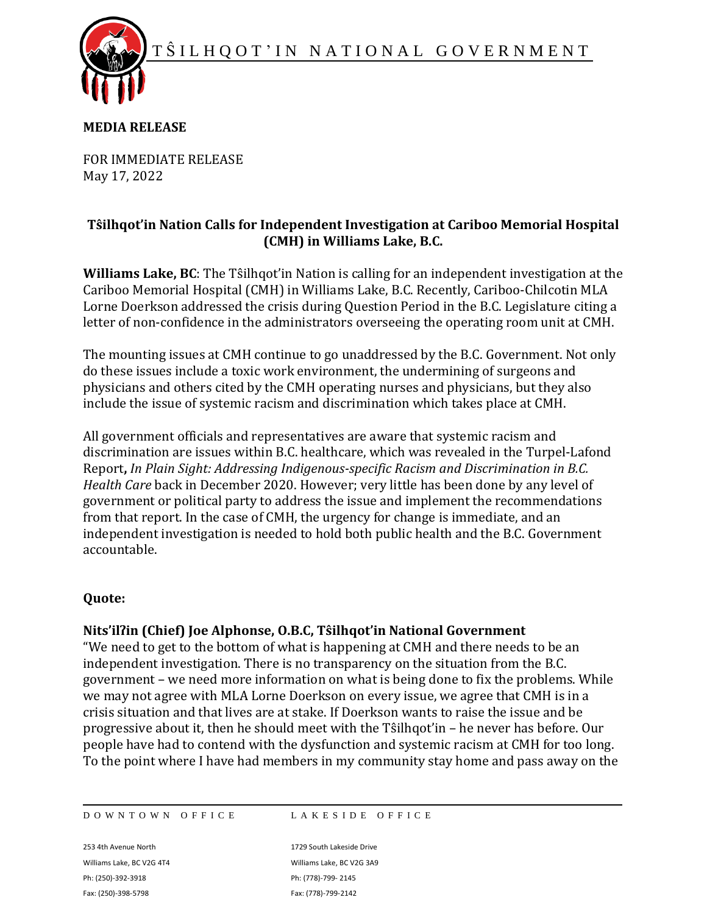TŜILHQOT'IN NATIONAL GOVERNMENT

**MEDIA RELEASE**

FOR IMMEDIATE RELEASE
May 17, 2022

## Tŝilhqot'in Nation Calls for Independent Investigation at Cariboo Memorial Hospital (CMH) in Williams Lake, B.C.

**Williams Lake, BC**: The Tŝilhqot'in Nation is calling for an independent investigation at the Cariboo Memorial Hospital (CMH) in Williams Lake, B.C. Recently, Cariboo-Chilcotin MLA Lorne Doerkson addressed the crisis during Question Period in the B.C. Legislature citing a letter of non-confidence in the administrators overseeing the operating room unit at CMH.

The mounting issues at CMH continue to go unaddressed by the B.C. Government. Not only do these issues include a toxic work environment, the undermining of surgeons and physicians and others cited by the CMH operating nurses and physicians, but they also include the issue of systemic racism and discrimination which takes place at CMH.

All government officials and representatives are aware that systemic racism and discrimination are issues within B.C. healthcare, which was revealed in the Turpel-Lafond Report**,** *In Plain Sight: Addressing Indigenous-specific Racism and Discrimination in B.C. Health Care* back in December 2020. However; very little has been done by any level of government or political party to address the issue and implement the recommendations from that report. In the case of CMH, the urgency for change is immediate, and an independent investigation is needed to hold both public health and the B.C. Government accountable.

**Quote:**

**Nits'ilʔin (Chief) Joe Alphonse, O.B.C, Tŝilhqot'in National Government**
"We need to get to the bottom of what is happening at CMH and there needs to be an independent investigation. There is no transparency on the situation from the B.C. government – we need more information on what is being done to fix the problems. While we may not agree with MLA Lorne Doerkson on every issue, we agree that CMH is in a crisis situation and that lives are at stake. If Doerkson wants to raise the issue and be progressive about it, then he should meet with the Tŝilhqot'in – he never has before. Our people have had to contend with the dysfunction and systemic racism at CMH for too long. To the point where I have had members in my community stay home and pass away on the

DOWNTOWN OFFICE
253 4th Avenue North
Williams Lake, BC V2G 4T4
Ph: (250)-392-3918
Fax: (250)-398-5798

LAKESIDE OFFICE
1729 South Lakeside Drive
Williams Lake, BC V2G 3A9
Ph: (778)-799- 2145
Fax: (778)-799-2142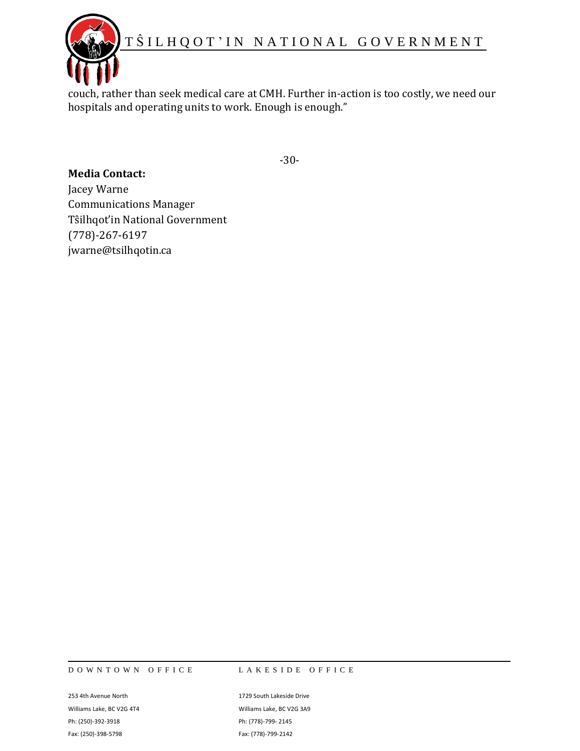couch, rather than seek medical care at CMH. Further in-action is too costly, we need our hospitals and operating units to work. Enough is enough."

-30-

**Media Contact:**
Jacey Warne
Communications Manager
Tŝilhqot'in National Government
(778)-267-6197
jwarne@tsilhqotin.ca